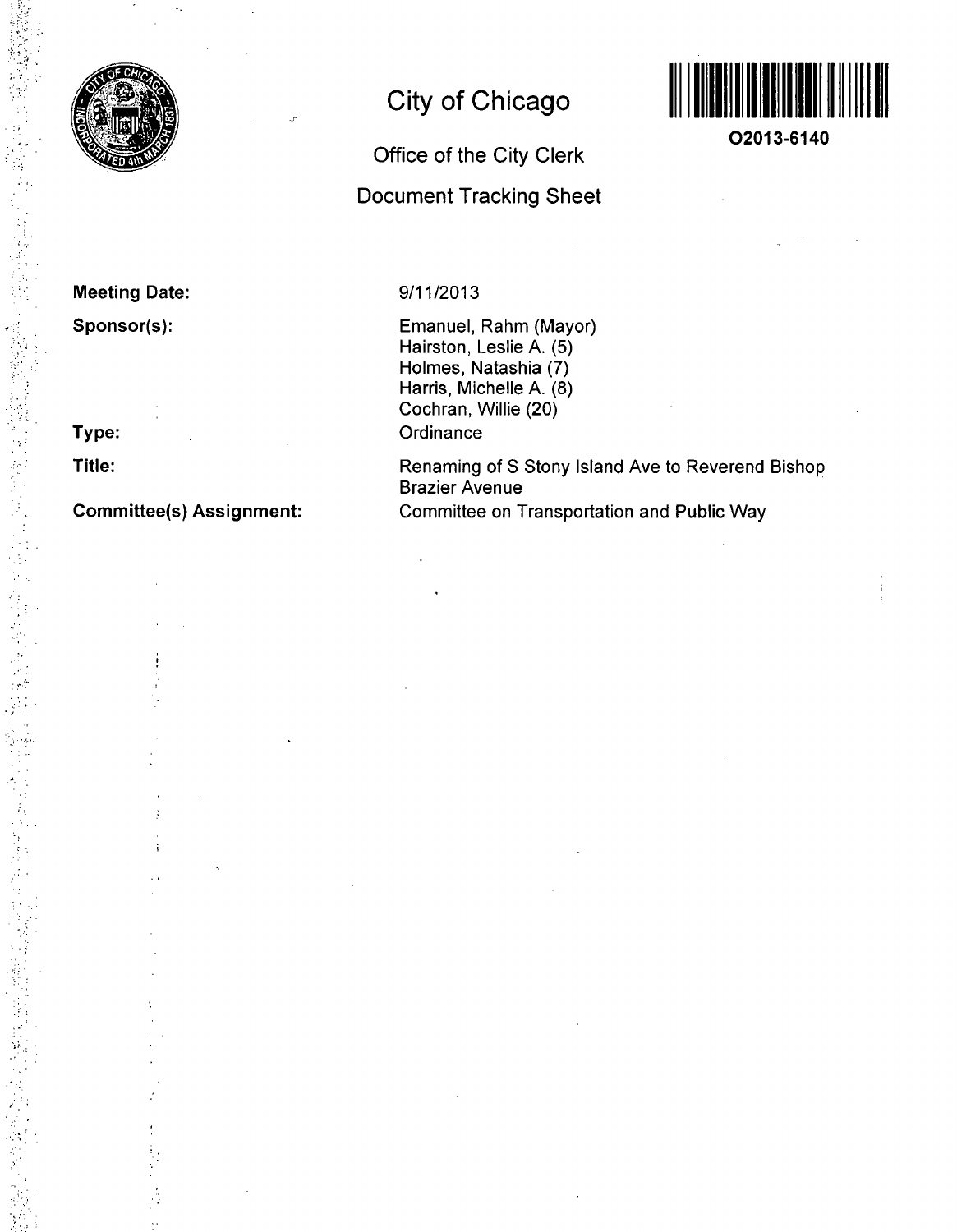# City of Chicago

O2013-6140

## Office of the City Clerk

## Document Tracking Sheet

**Meeting Date:** 9/11/2013

**Sponsor(s):** Emanuel, Rahm (Mayor)
Hairston, Leslie A. (5)
Holmes, Natashia (7)
Harris, Michelle A. (8)
Cochran, Willie (20)

**Type:** Ordinance

**Title:** Renaming of S Stony Island Ave to Reverend Bishop Brazier Avenue

**Committee(s) Assignment:** Committee on Transportation and Public Way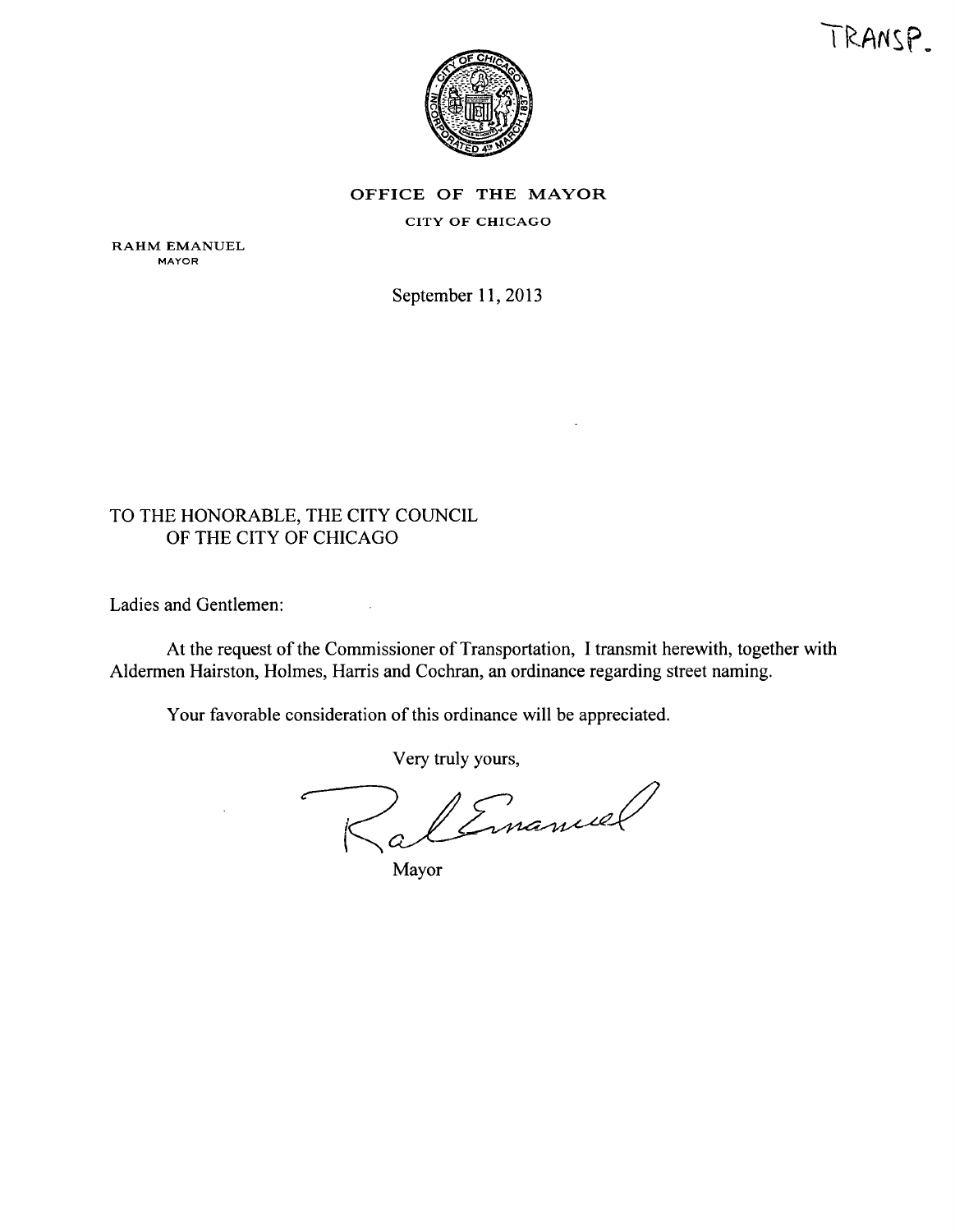TRANSP.

**OFFICE OF THE MAYOR**

CITY OF CHICAGO

RAHM EMANUEL
MAYOR

September 11, 2013

TO THE HONORABLE, THE CITY COUNCIL
OF THE CITY OF CHICAGO

Ladies and Gentlemen:

At the request of the Commissioner of Transportation, I transmit herewith, together with Aldermen Hairston, Holmes, Harris and Cochran, an ordinance regarding street naming.

Your favorable consideration of this ordinance will be appreciated.

Very truly yours,

Mayor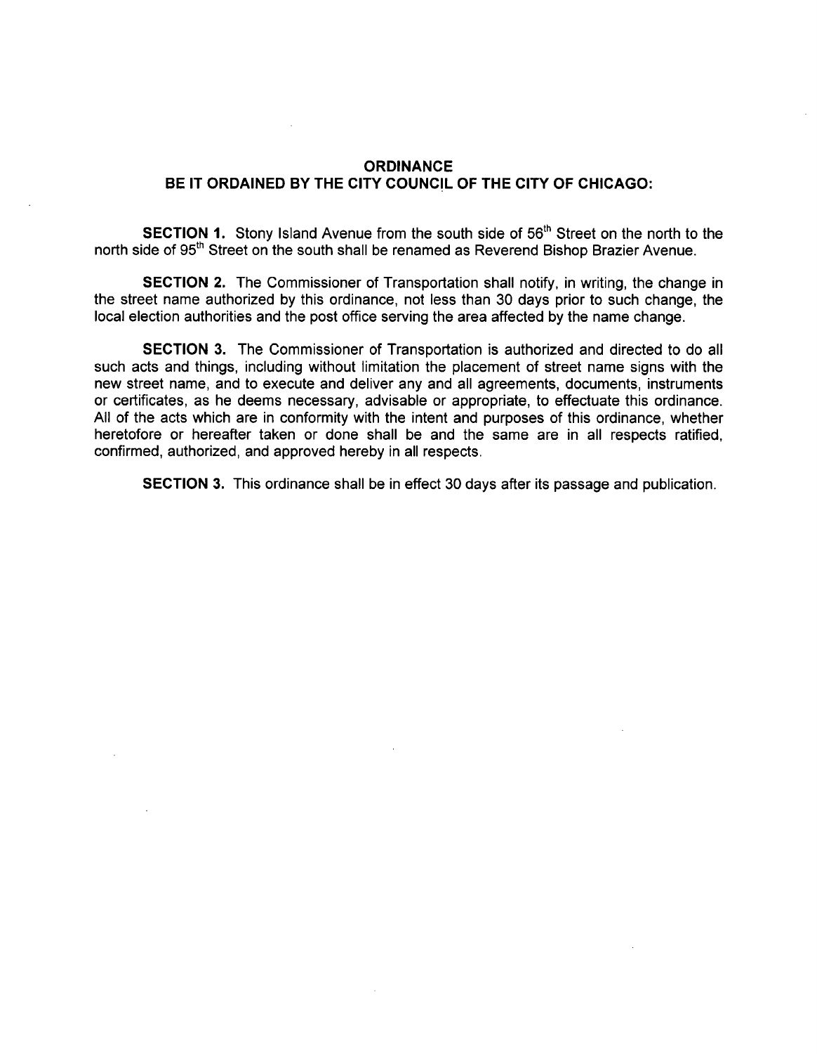# ORDINANCE

## BE IT ORDAINED BY THE CITY COUNCIL OF THE CITY OF CHICAGO:

**SECTION 1.** Stony Island Avenue from the south side of 56th Street on the north to the north side of 95th Street on the south shall be renamed as Reverend Bishop Brazier Avenue.

**SECTION 2.** The Commissioner of Transportation shall notify, in writing, the change in the street name authorized by this ordinance, not less than 30 days prior to such change, the local election authorities and the post office serving the area affected by the name change.

**SECTION 3.** The Commissioner of Transportation is authorized and directed to do all such acts and things, including without limitation the placement of street name signs with the new street name, and to execute and deliver any and all agreements, documents, instruments or certificates, as he deems necessary, advisable or appropriate, to effectuate this ordinance. All of the acts which are in conformity with the intent and purposes of this ordinance, whether heretofore or hereafter taken or done shall be and the same are in all respects ratified, confirmed, authorized, and approved hereby in all respects.

**SECTION 3.** This ordinance shall be in effect 30 days after its passage and publication.